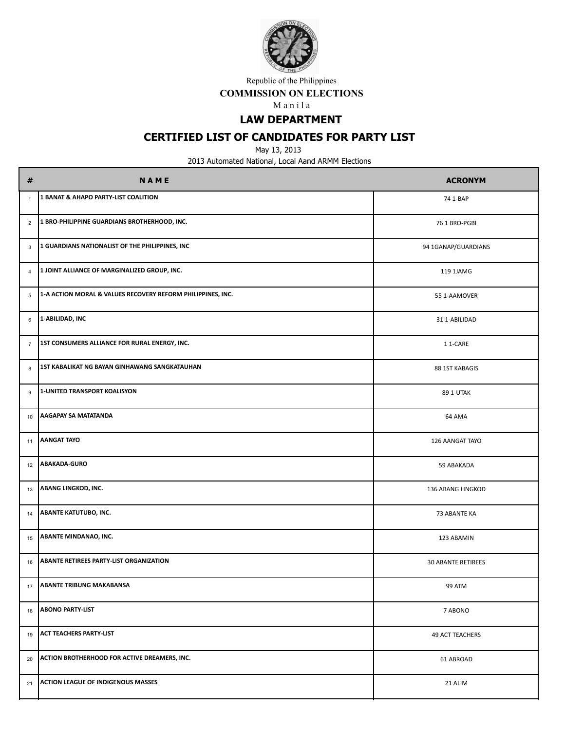Republic of the Philippines

**COMMISSION ON ELECTIONS**

Manila

## LAW DEPARTMENT

## CERTIFIED LIST OF CANDIDATES FOR PARTY LIST

May 13, 2013

2013 Automated National, Local Aand ARMM Elections

| # | NAME | ACRONYM |
|---|---|---|
| 1 | **1 BANAT & AHAPO PARTY-LIST COALITION** | 74 1-BAP |
| 2 | **1 BRO-PHILIPPINE GUARDIANS BROTHERHOOD, INC.** | 76 1 BRO-PGBI |
| 3 | **1 GUARDIANS NATIONALIST OF THE PHILIPPINES, INC** | 94 1GANAP/GUARDIANS |
| 4 | **1 JOINT ALLIANCE OF MARGINALIZED GROUP, INC.** | 119 1JAMG |
| 5 | **1-A ACTION MORAL & VALUES RECOVERY REFORM PHILIPPINES, INC.** | 55 1-AAMOVER |
| 6 | **1-ABILIDAD, INC** | 31 1-ABILIDAD |
| 7 | **1ST CONSUMERS ALLIANCE FOR RURAL ENERGY, INC.** | 1 1-CARE |
| 8 | **1ST KABALIKAT NG BAYAN GINHAWANG SANGKATAUHAN** | 88 1ST KABAGIS |
| 9 | **1-UNITED TRANSPORT KOALISYON** | 89 1-UTAK |
| 10 | **AAGAPAY SA MATATANDA** | 64 AMA |
| 11 | **AANGAT TAYO** | 126 AANGAT TAYO |
| 12 | **ABAKADA-GURO** | 59 ABAKADA |
| 13 | **ABANG LINGKOD, INC.** | 136 ABANG LINGKOD |
| 14 | **ABANTE KATUTUBO, INC.** | 73 ABANTE KA |
| 15 | **ABANTE MINDANAO, INC.** | 123 ABAMIN |
| 16 | **ABANTE RETIREES PARTY-LIST ORGANIZATION** | 30 ABANTE RETIREES |
| 17 | **ABANTE TRIBUNG MAKABANSA** | 99 ATM |
| 18 | **ABONO PARTY-LIST** | 7 ABONO |
| 19 | **ACT TEACHERS PARTY-LIST** | 49 ACT TEACHERS |
| 20 | **ACTION BROTHERHOOD FOR ACTIVE DREAMERS, INC.** | 61 ABROAD |
| 21 | **ACTION LEAGUE OF INDIGENOUS MASSES** | 21 ALIM |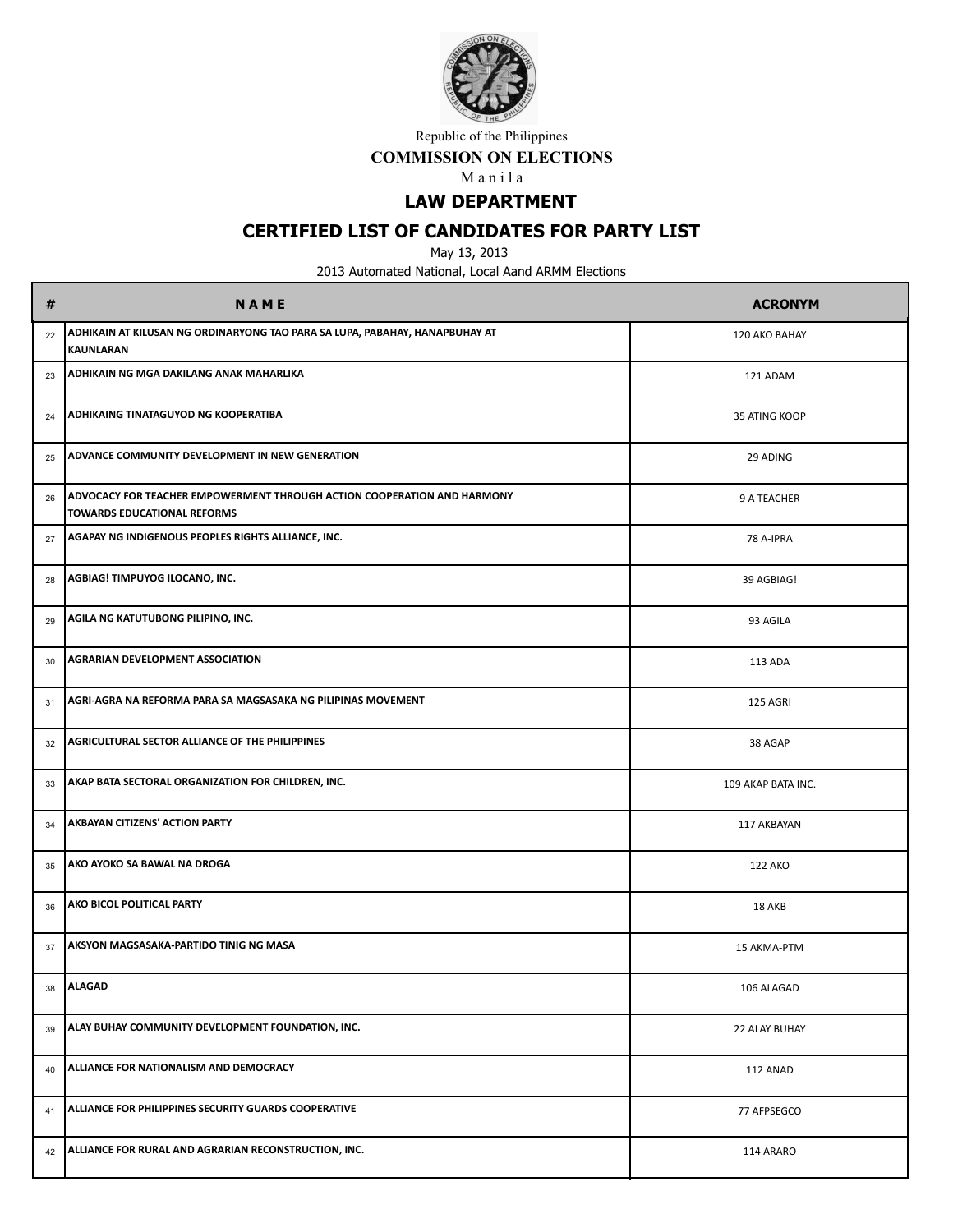Republic of the Philippines

**COMMISSION ON ELECTIONS**

Manila

## LAW DEPARTMENT

## CERTIFIED LIST OF CANDIDATES FOR PARTY LIST

May 13, 2013

2013 Automated National, Local Aand ARMM Elections

| # | NAME | ACRONYM |
|---|---|---|
| 22 | ADHIKAIN AT KILUSAN NG ORDINARYONG TAO PARA SA LUPA, PABAHAY, HANAPBUHAY AT KAUNLARAN | 120 AKO BAHAY |
| 23 | ADHIKAIN NG MGA DAKILANG ANAK MAHARLIKA | 121 ADAM |
| 24 | ADHIKAING TINATAGUYOD NG KOOPERATIBA | 35 ATING KOOP |
| 25 | ADVANCE COMMUNITY DEVELOPMENT IN NEW GENERATION | 29 ADING |
| 26 | ADVOCACY FOR TEACHER EMPOWERMENT THROUGH ACTION COOPERATION AND HARMONY TOWARDS EDUCATIONAL REFORMS | 9 A TEACHER |
| 27 | AGAPAY NG INDIGENOUS PEOPLES RIGHTS ALLIANCE, INC. | 78 A-IPRA |
| 28 | AGBIAG! TIMPUYOG ILOCANO, INC. | 39 AGBIAG! |
| 29 | AGILA NG KATUTUBONG PILIPINO, INC. | 93 AGILA |
| 30 | AGRARIAN DEVELOPMENT ASSOCIATION | 113 ADA |
| 31 | AGRI-AGRA NA REFORMA PARA SA MAGSASAKA NG PILIPINAS MOVEMENT | 125 AGRI |
| 32 | AGRICULTURAL SECTOR ALLIANCE OF THE PHILIPPINES | 38 AGAP |
| 33 | AKAP BATA SECTORAL ORGANIZATION FOR CHILDREN, INC. | 109 AKAP BATA INC. |
| 34 | AKBAYAN CITIZENS' ACTION PARTY | 117 AKBAYAN |
| 35 | AKO AYOKO SA BAWAL NA DROGA | 122 AKO |
| 36 | AKO BICOL POLITICAL PARTY | 18 AKB |
| 37 | AKSYON MAGSASAKA-PARTIDO TINIG NG MASA | 15 AKMA-PTM |
| 38 | ALAGAD | 106 ALAGAD |
| 39 | ALAY BUHAY COMMUNITY DEVELOPMENT FOUNDATION, INC. | 22 ALAY BUHAY |
| 40 | ALLIANCE FOR NATIONALISM AND DEMOCRACY | 112 ANAD |
| 41 | ALLIANCE FOR PHILIPPINES SECURITY GUARDS COOPERATIVE | 77 AFPSEGCO |
| 42 | ALLIANCE FOR RURAL AND AGRARIAN RECONSTRUCTION, INC. | 114 ARARO |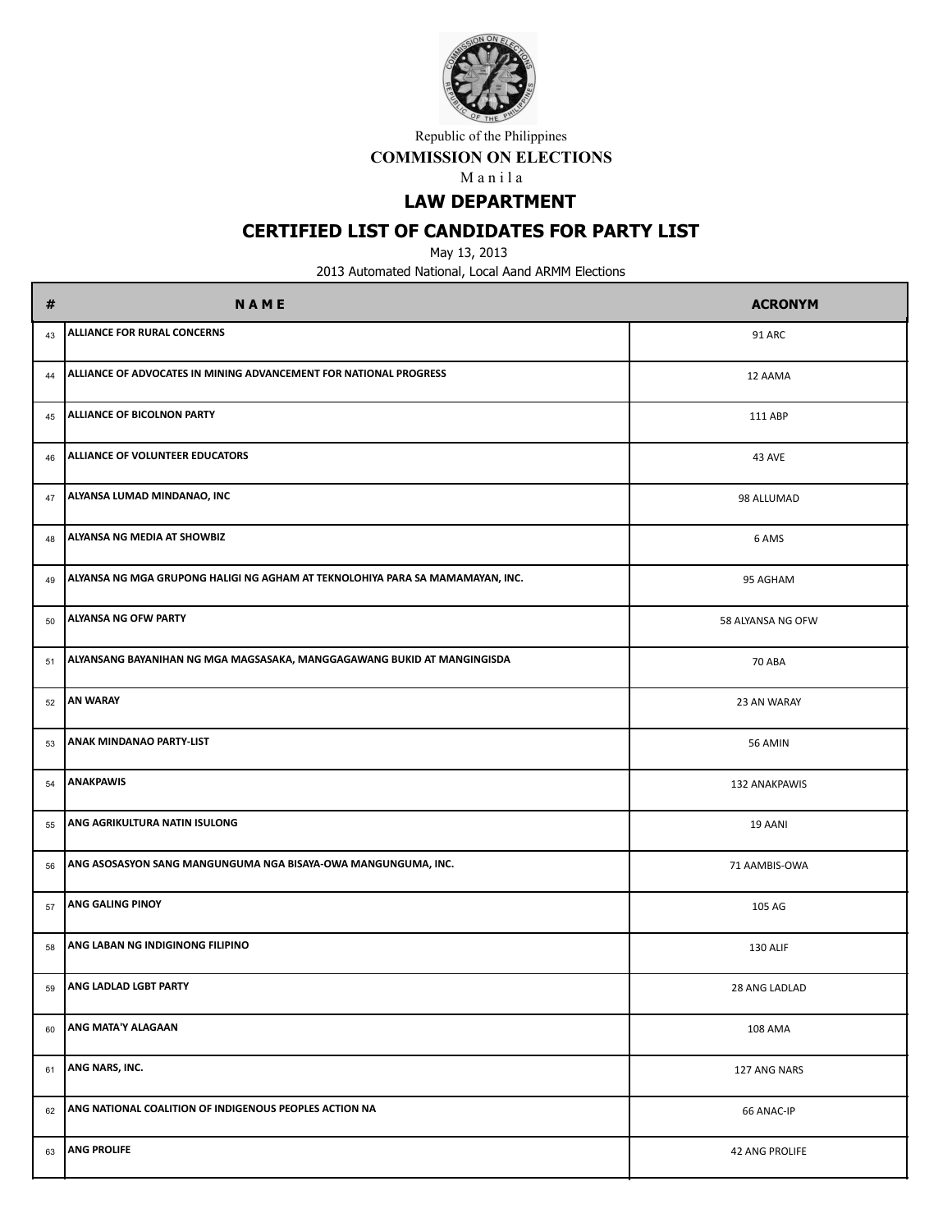Republic of the Philippines

**COMMISSION ON ELECTIONS**

Manila

## LAW DEPARTMENT

## CERTIFIED LIST OF CANDIDATES FOR PARTY LIST

May 13, 2013

2013 Automated National, Local Aand ARMM Elections

| # | NAME | ACRONYM |
|---|---|---|
| 43 | ALLIANCE FOR RURAL CONCERNS | 91 ARC |
| 44 | ALLIANCE OF ADVOCATES IN MINING ADVANCEMENT FOR NATIONAL PROGRESS | 12 AAMA |
| 45 | ALLIANCE OF BICOLNON PARTY | 111 ABP |
| 46 | ALLIANCE OF VOLUNTEER EDUCATORS | 43 AVE |
| 47 | ALYANSA LUMAD MINDANAO, INC | 98 ALLUMAD |
| 48 | ALYANSA NG MEDIA AT SHOWBIZ | 6 AMS |
| 49 | ALYANSA NG MGA GRUPONG HALIGI NG AGHAM AT TEKNOLOHIYA PARA SA MAMAMAYAN, INC. | 95 AGHAM |
| 50 | ALYANSA NG OFW PARTY | 58 ALYANSA NG OFW |
| 51 | ALYANSANG BAYANIHAN NG MGA MAGSASAKA, MANGGAGAWANG BUKID AT MANGINGISDA | 70 ABA |
| 52 | AN WARAY | 23 AN WARAY |
| 53 | ANAK MINDANAO PARTY-LIST | 56 AMIN |
| 54 | ANAKPAWIS | 132 ANAKPAWIS |
| 55 | ANG AGRIKULTURA NATIN ISULONG | 19 AANI |
| 56 | ANG ASOSASYON SANG MANGUNGUMA NGA BISAYA-OWA MANGUNGUMA, INC. | 71 AAMBIS-OWA |
| 57 | ANG GALING PINOY | 105 AG |
| 58 | ANG LABAN NG INDIGINONG FILIPINO | 130 ALIF |
| 59 | ANG LADLAD LGBT PARTY | 28 ANG LADLAD |
| 60 | ANG MATA'Y ALAGAAN | 108 AMA |
| 61 | ANG NARS, INC. | 127 ANG NARS |
| 62 | ANG NATIONAL COALITION OF INDIGENOUS PEOPLES ACTION NA | 66 ANAC-IP |
| 63 | ANG PROLIFE | 42 ANG PROLIFE |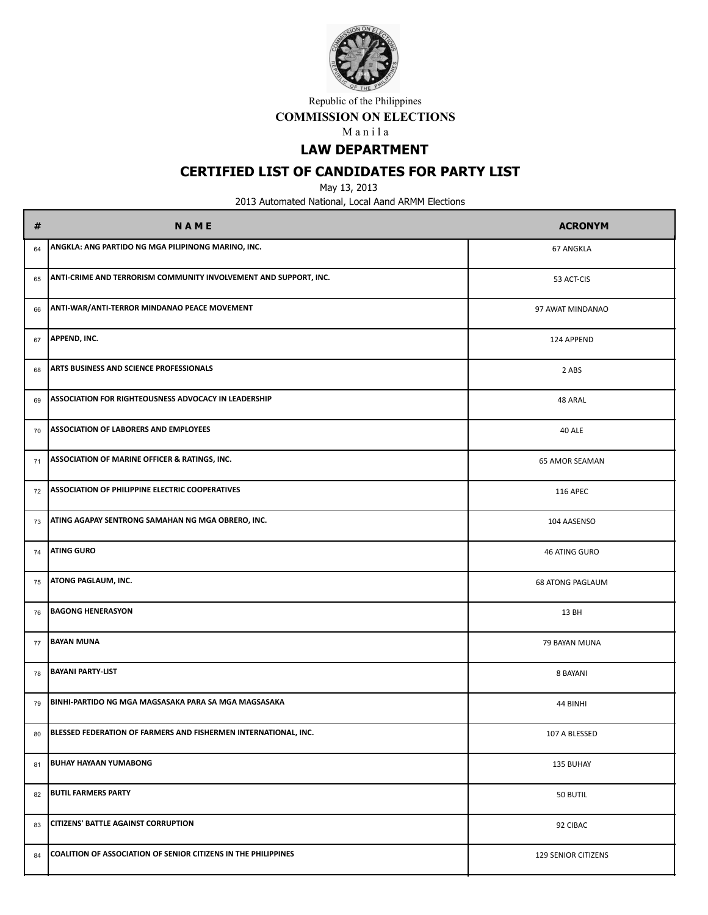Republic of the Philippines

**COMMISSION ON ELECTIONS**

Manila

## LAW DEPARTMENT

## CERTIFIED LIST OF CANDIDATES FOR PARTY LIST

May 13, 2013

2013 Automated National, Local Aand ARMM Elections

| # | NAME | ACRONYM |
|---|---|---|
| 64 | ANGKLA: ANG PARTIDO NG MGA PILIPINONG MARINO, INC. | 67 ANGKLA |
| 65 | ANTI-CRIME AND TERRORISM COMMUNITY INVOLVEMENT AND SUPPORT, INC. | 53 ACT-CIS |
| 66 | ANTI-WAR/ANTI-TERROR MINDANAO PEACE MOVEMENT | 97 AWAT MINDANAO |
| 67 | APPEND, INC. | 124 APPEND |
| 68 | ARTS BUSINESS AND SCIENCE PROFESSIONALS | 2 ABS |
| 69 | ASSOCIATION FOR RIGHTEOUSNESS ADVOCACY IN LEADERSHIP | 48 ARAL |
| 70 | ASSOCIATION OF LABORERS AND EMPLOYEES | 40 ALE |
| 71 | ASSOCIATION OF MARINE OFFICER & RATINGS, INC. | 65 AMOR SEAMAN |
| 72 | ASSOCIATION OF PHILIPPINE ELECTRIC COOPERATIVES | 116 APEC |
| 73 | ATING AGAPAY SENTRONG SAMAHAN NG MGA OBRERO, INC. | 104 AASENSO |
| 74 | ATING GURO | 46 ATING GURO |
| 75 | ATONG PAGLAUM, INC. | 68 ATONG PAGLAUM |
| 76 | BAGONG HENERASYON | 13 BH |
| 77 | BAYAN MUNA | 79 BAYAN MUNA |
| 78 | BAYANI PARTY-LIST | 8 BAYANI |
| 79 | BINHI-PARTIDO NG MGA MAGSASAKA PARA SA MGA MAGSASAKA | 44 BINHI |
| 80 | BLESSED FEDERATION OF FARMERS AND FISHERMEN INTERNATIONAL, INC. | 107 A BLESSED |
| 81 | BUHAY HAYAAN YUMABONG | 135 BUHAY |
| 82 | BUTIL FARMERS PARTY | 50 BUTIL |
| 83 | CITIZENS' BATTLE AGAINST CORRUPTION | 92 CIBAC |
| 84 | COALITION OF ASSOCIATION OF SENIOR CITIZENS IN THE PHILIPPINES | 129 SENIOR CITIZENS |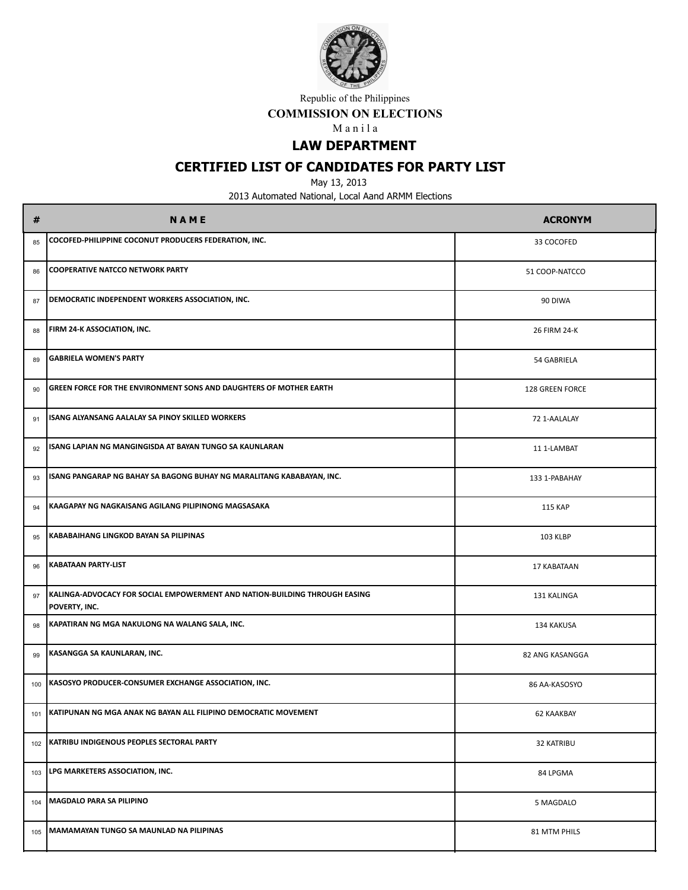Republic of the Philippines

**COMMISSION ON ELECTIONS**

M a n i l a

## LAW DEPARTMENT

## CERTIFIED LIST OF CANDIDATES FOR PARTY LIST

May 13, 2013

2013 Automated National, Local Aand ARMM Elections

| # | N A M E | ACRONYM |
|---|---|---|
| 85 | COCOFED-PHILIPPINE COCONUT PRODUCERS FEDERATION, INC. | 33 COCOFED |
| 86 | COOPERATIVE NATCCO NETWORK PARTY | 51 COOP-NATCCO |
| 87 | DEMOCRATIC INDEPENDENT WORKERS ASSOCIATION, INC. | 90 DIWA |
| 88 | FIRM 24-K ASSOCIATION, INC. | 26 FIRM 24-K |
| 89 | GABRIELA WOMEN'S PARTY | 54 GABRIELA |
| 90 | GREEN FORCE FOR THE ENVIRONMENT SONS AND DAUGHTERS OF MOTHER EARTH | 128 GREEN FORCE |
| 91 | ISANG ALYANSANG AALALAY SA PINOY SKILLED WORKERS | 72 1-AALALAY |
| 92 | ISANG LAPIAN NG MANGINGISDA AT BAYAN TUNGO SA KAUNLARAN | 11 1-LAMBAT |
| 93 | ISANG PANGARAP NG BAHAY SA BAGONG BUHAY NG MARALITANG KABABAYAN, INC. | 133 1-PABAHAY |
| 94 | KAAGAPAY NG NAGKAISANG AGILANG PILIPINONG MAGSASAKA | 115 KAP |
| 95 | KABABAIHANG LINGKOD BAYAN SA PILIPINAS | 103 KLBP |
| 96 | KABATAAN PARTY-LIST | 17 KABATAAN |
| 97 | KALINGA-ADVOCACY FOR SOCIAL EMPOWERMENT AND NATION-BUILDING THROUGH EASING POVERTY, INC. | 131 KALINGA |
| 98 | KAPATIRAN NG MGA NAKULONG NA WALANG SALA, INC. | 134 KAKUSA |
| 99 | KASANGGA SA KAUNLARAN, INC. | 82 ANG KASANGGA |
| 100 | KASOSYO PRODUCER-CONSUMER EXCHANGE ASSOCIATION, INC. | 86 AA-KASOSYO |
| 101 | KATIPUNAN NG MGA ANAK NG BAYAN ALL FILIPINO DEMOCRATIC MOVEMENT | 62 KAAKBAY |
| 102 | KATRIBU INDIGENOUS PEOPLES SECTORAL PARTY | 32 KATRIBU |
| 103 | LPG MARKETERS ASSOCIATION, INC. | 84 LPGMA |
| 104 | MAGDALO PARA SA PILIPINO | 5 MAGDALO |
| 105 | MAMAMAYAN TUNGO SA MAUNLAD NA PILIPINAS | 81 MTM PHILS |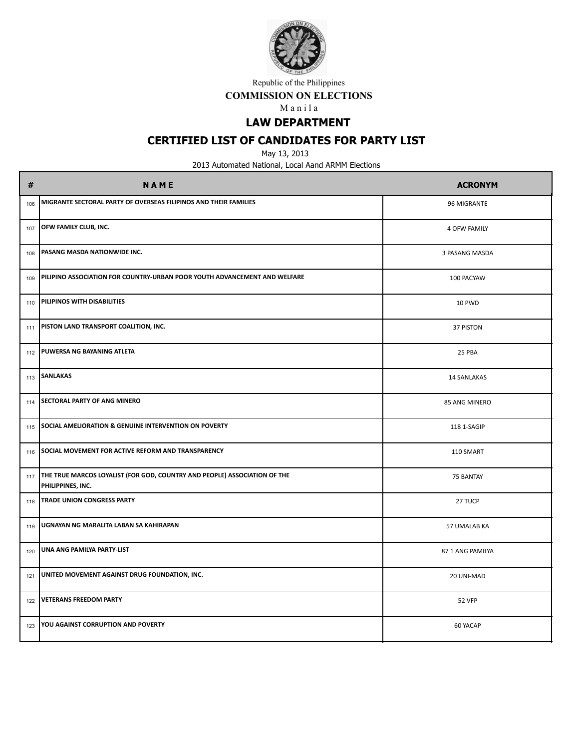Republic of the Philippines

**COMMISSION ON ELECTIONS**

Manila

## LAW DEPARTMENT

## CERTIFIED LIST OF CANDIDATES FOR PARTY LIST

May 13, 2013

2013 Automated National, Local Aand ARMM Elections

| # | NAME | ACRONYM |
|---|---|---|
| 106 | MIGRANTE SECTORAL PARTY OF OVERSEAS FILIPINOS AND THEIR FAMILIES | 96 MIGRANTE |
| 107 | OFW FAMILY CLUB, INC. | 4 OFW FAMILY |
| 108 | PASANG MASDA NATIONWIDE INC. | 3 PASANG MASDA |
| 109 | PILIPINO ASSOCIATION FOR COUNTRY-URBAN POOR YOUTH ADVANCEMENT AND WELFARE | 100 PACYAW |
| 110 | PILIPINOS WITH DISABILITIES | 10 PWD |
| 111 | PISTON LAND TRANSPORT COALITION, INC. | 37 PISTON |
| 112 | PUWERSA NG BAYANING ATLETA | 25 PBA |
| 113 | SANLAKAS | 14 SANLAKAS |
| 114 | SECTORAL PARTY OF ANG MINERO | 85 ANG MINERO |
| 115 | SOCIAL AMELIORATION & GENUINE INTERVENTION ON POVERTY | 118 1-SAGIP |
| 116 | SOCIAL MOVEMENT FOR ACTIVE REFORM AND TRANSPARENCY | 110 SMART |
| 117 | THE TRUE MARCOS LOYALIST (FOR GOD, COUNTRY AND PEOPLE) ASSOCIATION OF THE PHILIPPINES, INC. | 75 BANTAY |
| 118 | TRADE UNION CONGRESS PARTY | 27 TUCP |
| 119 | UGNAYAN NG MARALITA LABAN SA KAHIRAPAN | 57 UMALAB KA |
| 120 | UNA ANG PAMILYA PARTY-LIST | 87 1 ANG PAMILYA |
| 121 | UNITED MOVEMENT AGAINST DRUG FOUNDATION, INC. | 20 UNI-MAD |
| 122 | VETERANS FREEDOM PARTY | 52 VFP |
| 123 | YOU AGAINST CORRUPTION AND POVERTY | 60 YACAP |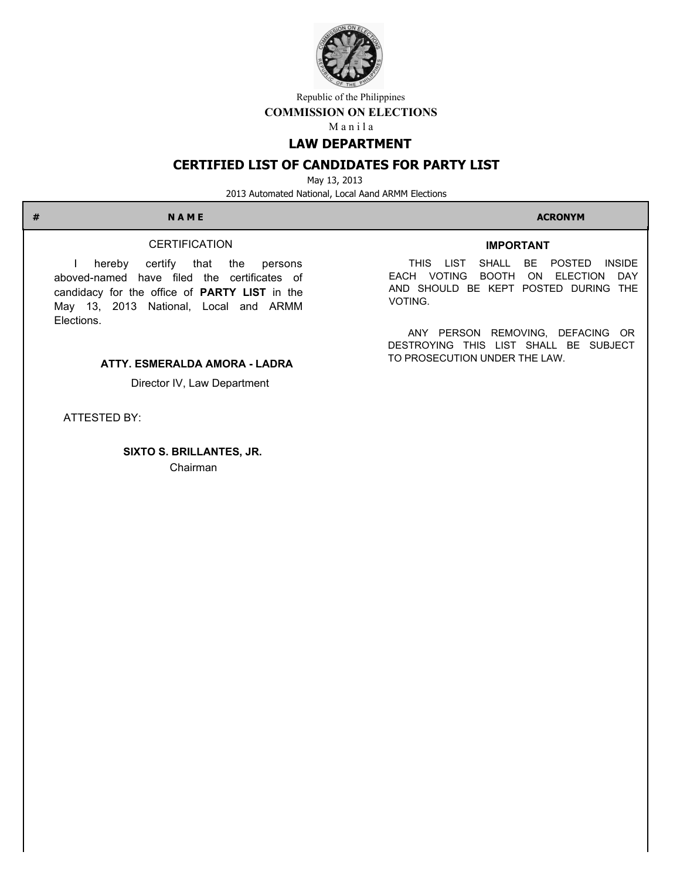Republic of the Philippines

**COMMISSION ON ELECTIONS**

M a n i l a

## LAW DEPARTMENT

## CERTIFIED LIST OF CANDIDATES FOR PARTY LIST

May 13, 2013

2013 Automated National, Local Aand ARMM Elections

| # | N A M E | ACRONYM |
|---|---|---|

CERTIFICATION

I hereby certify that the persons aboved-named have filed the certificates of candidacy for the office of **PARTY LIST** in the May 13, 2013 National, Local and ARMM Elections.

**ATTY. ESMERALDA AMORA - LADRA**

Director IV, Law Department

ATTESTED BY:

**SIXTO S. BRILLANTES, JR.**

Chairman

**IMPORTANT**

THIS LIST SHALL BE POSTED INSIDE EACH VOTING BOOTH ON ELECTION DAY AND SHOULD BE KEPT POSTED DURING THE VOTING.

ANY PERSON REMOVING, DEFACING OR DESTROYING THIS LIST SHALL BE SUBJECT TO PROSECUTION UNDER THE LAW.